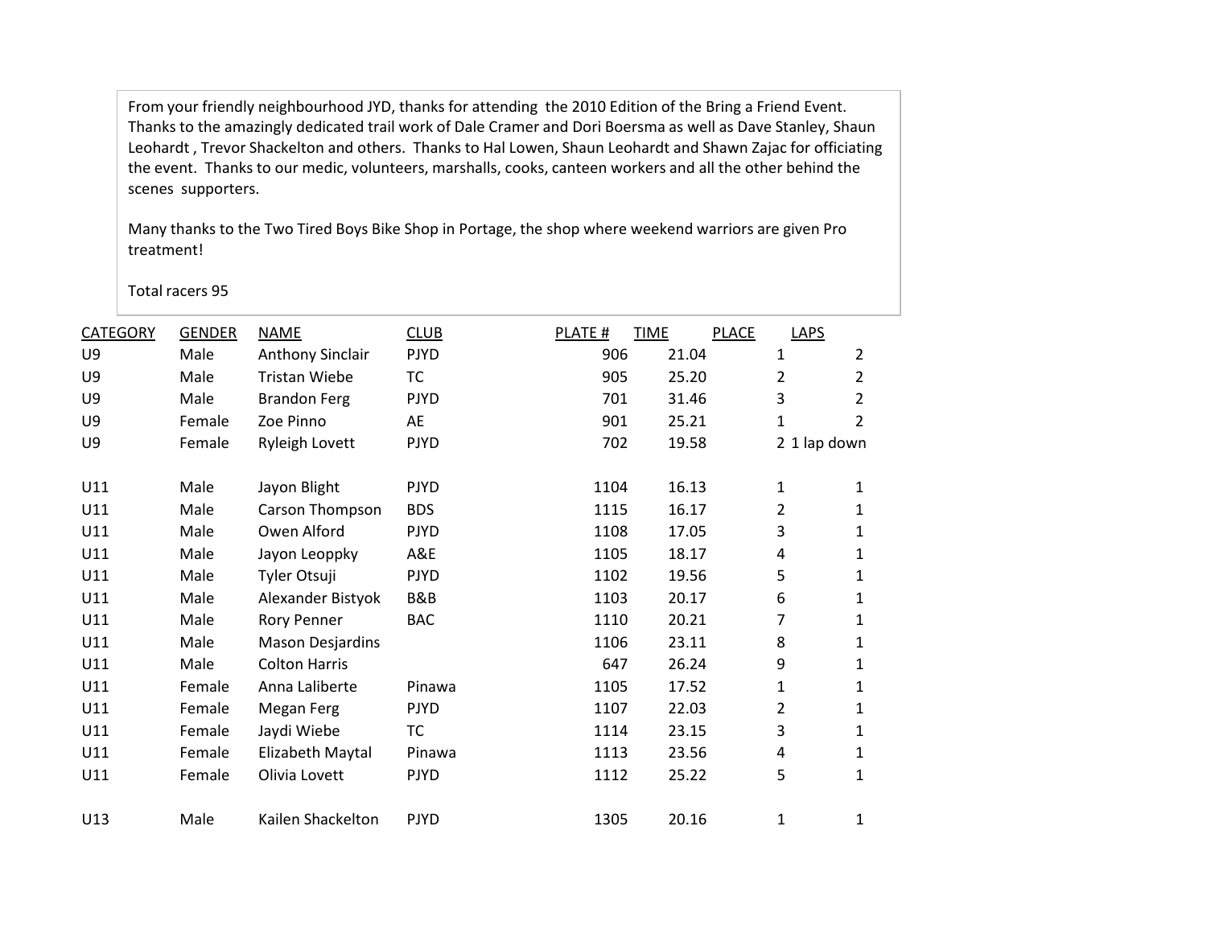From your friendly neighbourhood JYD, thanks for attending the 2010 Edition of the Bring a Friend Event. Thanks to the amazingly dedicated trail work of Dale Cramer and Dori Boersma as well as Dave Stanley, Shaun Leohardt , Trevor Shackelton and others. Thanks to Hal Lowen, Shaun Leohardt and Shawn Zajac for officiating the event. Thanks to our medic, volunteers, marshalls, cooks, canteen workers and all the other behind the scenes supporters.

Many thanks to the Two Tired Boys Bike Shop in Portage, the shop where weekend warriors are given Pro treatment!

Total racers 95

| CATEGORY | GENDER | NAME | CLUB | PLATE # | TIME | PLACE | LAPS |
|---|---|---|---|---|---|---|---|
| U9 | Male | Anthony Sinclair | PJYD | 906 | 21.04 | 1 | 2 |
| U9 | Male | Tristan Wiebe | TC | 905 | 25.20 | 2 | 2 |
| U9 | Male | Brandon Ferg | PJYD | 701 | 31.46 | 3 | 2 |
| U9 | Female | Zoe Pinno | AE | 901 | 25.21 | 1 | 2 |
| U9 | Female | Ryleigh Lovett | PJYD | 702 | 19.58 | 2 | 1 lap down |
| | | | | | | | |
| U11 | Male | Jayon Blight | PJYD | 1104 | 16.13 | 1 | 1 |
| U11 | Male | Carson Thompson | BDS | 1115 | 16.17 | 2 | 1 |
| U11 | Male | Owen Alford | PJYD | 1108 | 17.05 | 3 | 1 |
| U11 | Male | Jayon Leoppky | A&E | 1105 | 18.17 | 4 | 1 |
| U11 | Male | Tyler Otsuji | PJYD | 1102 | 19.56 | 5 | 1 |
| U11 | Male | Alexander Bistyok | B&B | 1103 | 20.17 | 6 | 1 |
| U11 | Male | Rory Penner | BAC | 1110 | 20.21 | 7 | 1 |
| U11 | Male | Mason Desjardins | | 1106 | 23.11 | 8 | 1 |
| U11 | Male | Colton Harris | | 647 | 26.24 | 9 | 1 |
| U11 | Female | Anna Laliberte | Pinawa | 1105 | 17.52 | 1 | 1 |
| U11 | Female | Megan Ferg | PJYD | 1107 | 22.03 | 2 | 1 |
| U11 | Female | Jaydi Wiebe | TC | 1114 | 23.15 | 3 | 1 |
| U11 | Female | Elizabeth Maytal | Pinawa | 1113 | 23.56 | 4 | 1 |
| U11 | Female | Olivia Lovett | PJYD | 1112 | 25.22 | 5 | 1 |
| | | | | | | | |
| U13 | Male | Kailen Shackelton | PJYD | 1305 | 20.16 | 1 | 1 |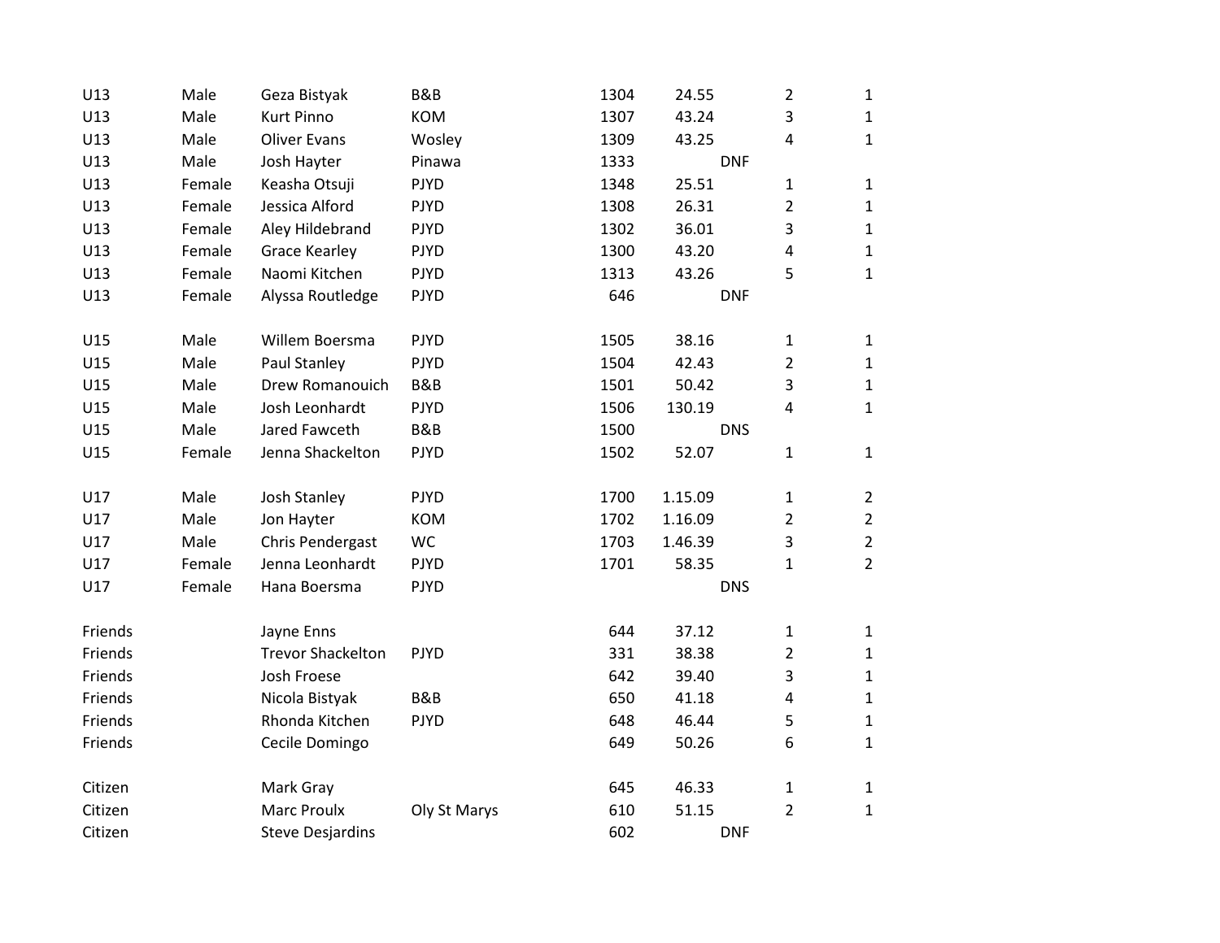| | | | | | | | | |
|---|---|---|---|---|---|---|---|---|
| U13 | Male | Geza Bistyak | B&B | 1304 | 24.55 | | 2 | 1 |
| U13 | Male | Kurt Pinno | KOM | 1307 | 43.24 | | 3 | 1 |
| U13 | Male | Oliver Evans | Wosley | 1309 | 43.25 | | 4 | 1 |
| U13 | Male | Josh Hayter | Pinawa | 1333 | | DNF | | |
| U13 | Female | Keasha Otsuji | PJYD | 1348 | 25.51 | | 1 | 1 |
| U13 | Female | Jessica Alford | PJYD | 1308 | 26.31 | | 2 | 1 |
| U13 | Female | Aley Hildebrand | PJYD | 1302 | 36.01 | | 3 | 1 |
| U13 | Female | Grace Kearley | PJYD | 1300 | 43.20 | | 4 | 1 |
| U13 | Female | Naomi Kitchen | PJYD | 1313 | 43.26 | | 5 | 1 |
| U13 | Female | Alyssa Routledge | PJYD | 646 | | DNF | | |
| | | | | | | | | |
| U15 | Male | Willem Boersma | PJYD | 1505 | 38.16 | | 1 | 1 |
| U15 | Male | Paul Stanley | PJYD | 1504 | 42.43 | | 2 | 1 |
| U15 | Male | Drew Romanouich | B&B | 1501 | 50.42 | | 3 | 1 |
| U15 | Male | Josh Leonhardt | PJYD | 1506 | 130.19 | | 4 | 1 |
| U15 | Male | Jared Fawceth | B&B | 1500 | | DNS | | |
| U15 | Female | Jenna Shackelton | PJYD | 1502 | 52.07 | | 1 | 1 |
| | | | | | | | | |
| U17 | Male | Josh Stanley | PJYD | 1700 | 1.15.09 | | 1 | 2 |
| U17 | Male | Jon Hayter | KOM | 1702 | 1.16.09 | | 2 | 2 |
| U17 | Male | Chris Pendergast | WC | 1703 | 1.46.39 | | 3 | 2 |
| U17 | Female | Jenna Leonhardt | PJYD | 1701 | 58.35 | | 1 | 2 |
| U17 | Female | Hana Boersma | PJYD | | | DNS | | |
| | | | | | | | | |
| Friends | | Jayne Enns | | 644 | 37.12 | | 1 | 1 |
| Friends | | Trevor Shackelton | PJYD | 331 | 38.38 | | 2 | 1 |
| Friends | | Josh Froese | | 642 | 39.40 | | 3 | 1 |
| Friends | | Nicola Bistyak | B&B | 650 | 41.18 | | 4 | 1 |
| Friends | | Rhonda Kitchen | PJYD | 648 | 46.44 | | 5 | 1 |
| Friends | | Cecile Domingo | | 649 | 50.26 | | 6 | 1 |
| | | | | | | | | |
| Citizen | | Mark Gray | | 645 | 46.33 | | 1 | 1 |
| Citizen | | Marc Proulx | Oly St Marys | 610 | 51.15 | | 2 | 1 |
| Citizen | | Steve Desjardins | | 602 | | DNF | | |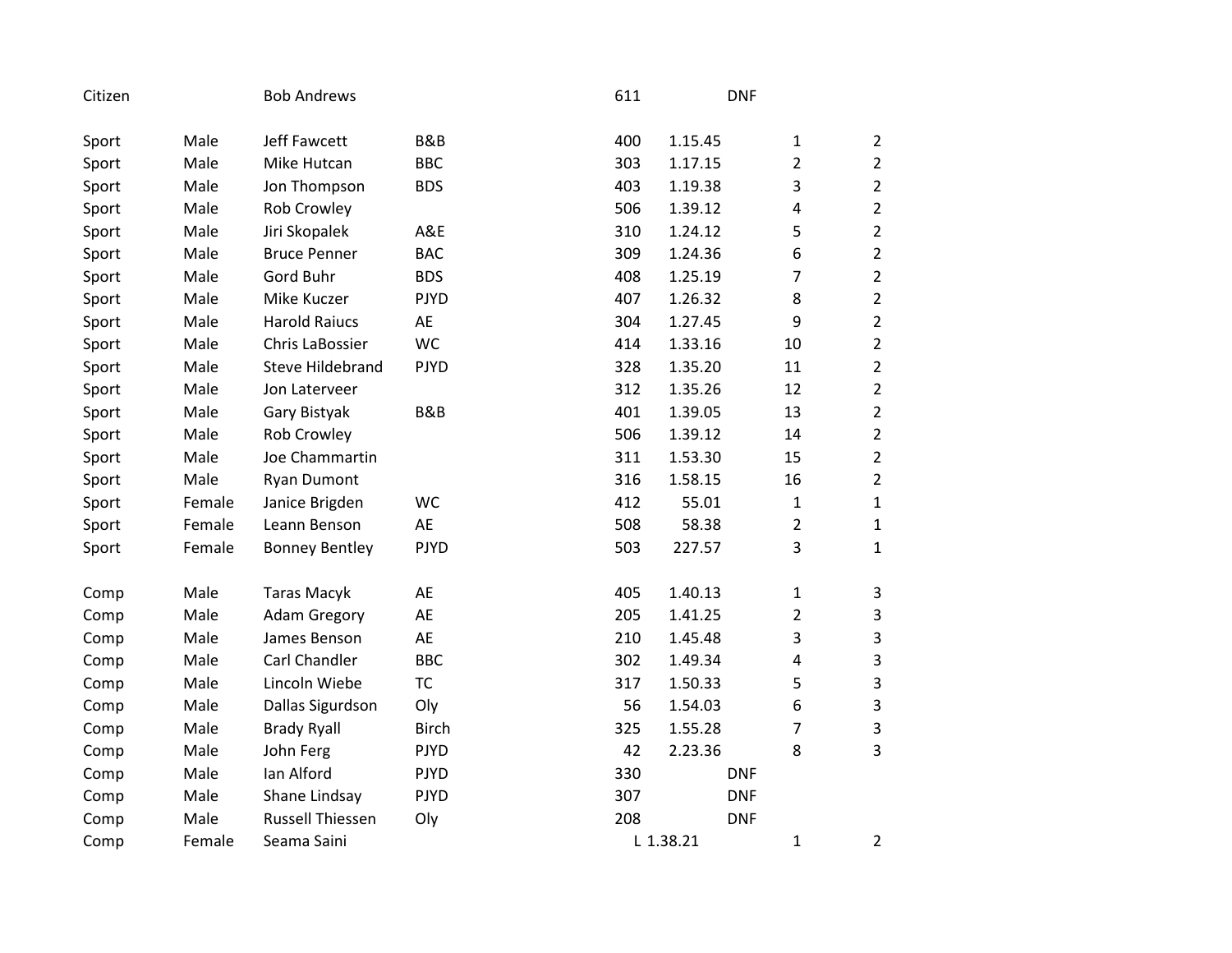| | | | | | | | | |
|---|---|---|---|---|---|---|---|---|
| Citizen | | Bob Andrews | | 611 | | DNF | | |
| | | | | | | | | |
| Sport | Male | Jeff Fawcett | B&B | 400 | 1.15.45 | | 1 | 2 |
| Sport | Male | Mike Hutcan | BBC | 303 | 1.17.15 | | 2 | 2 |
| Sport | Male | Jon Thompson | BDS | 403 | 1.19.38 | | 3 | 2 |
| Sport | Male | Rob Crowley | | 506 | 1.39.12 | | 4 | 2 |
| Sport | Male | Jiri Skopalek | A&E | 310 | 1.24.12 | | 5 | 2 |
| Sport | Male | Bruce Penner | BAC | 309 | 1.24.36 | | 6 | 2 |
| Sport | Male | Gord Buhr | BDS | 408 | 1.25.19 | | 7 | 2 |
| Sport | Male | Mike Kuczer | PJYD | 407 | 1.26.32 | | 8 | 2 |
| Sport | Male | Harold Raiucs | AE | 304 | 1.27.45 | | 9 | 2 |
| Sport | Male | Chris LaBossier | WC | 414 | 1.33.16 | | 10 | 2 |
| Sport | Male | Steve Hildebrand | PJYD | 328 | 1.35.20 | | 11 | 2 |
| Sport | Male | Jon Laterveer | | 312 | 1.35.26 | | 12 | 2 |
| Sport | Male | Gary Bistyak | B&B | 401 | 1.39.05 | | 13 | 2 |
| Sport | Male | Rob Crowley | | 506 | 1.39.12 | | 14 | 2 |
| Sport | Male | Joe Chammartin | | 311 | 1.53.30 | | 15 | 2 |
| Sport | Male | Ryan Dumont | | 316 | 1.58.15 | | 16 | 2 |
| Sport | Female | Janice Brigden | WC | 412 | 55.01 | | 1 | 1 |
| Sport | Female | Leann Benson | AE | 508 | 58.38 | | 2 | 1 |
| Sport | Female | Bonney Bentley | PJYD | 503 | 227.57 | | 3 | 1 |
| | | | | | | | | |
| Comp | Male | Taras Macyk | AE | 405 | 1.40.13 | | 1 | 3 |
| Comp | Male | Adam Gregory | AE | 205 | 1.41.25 | | 2 | 3 |
| Comp | Male | James Benson | AE | 210 | 1.45.48 | | 3 | 3 |
| Comp | Male | Carl Chandler | BBC | 302 | 1.49.34 | | 4 | 3 |
| Comp | Male | Lincoln Wiebe | TC | 317 | 1.50.33 | | 5 | 3 |
| Comp | Male | Dallas Sigurdson | Oly | 56 | 1.54.03 | | 6 | 3 |
| Comp | Male | Brady Ryall | Birch | 325 | 1.55.28 | | 7 | 3 |
| Comp | Male | John Ferg | PJYD | 42 | 2.23.36 | | 8 | 3 |
| Comp | Male | Ian Alford | PJYD | 330 | | DNF | | |
| Comp | Male | Shane Lindsay | PJYD | 307 | | DNF | | |
| Comp | Male | Russell Thiessen | Oly | 208 | | DNF | | |
| Comp | Female | Seama Saini | | L 1.38.21 | | | 1 | 2 |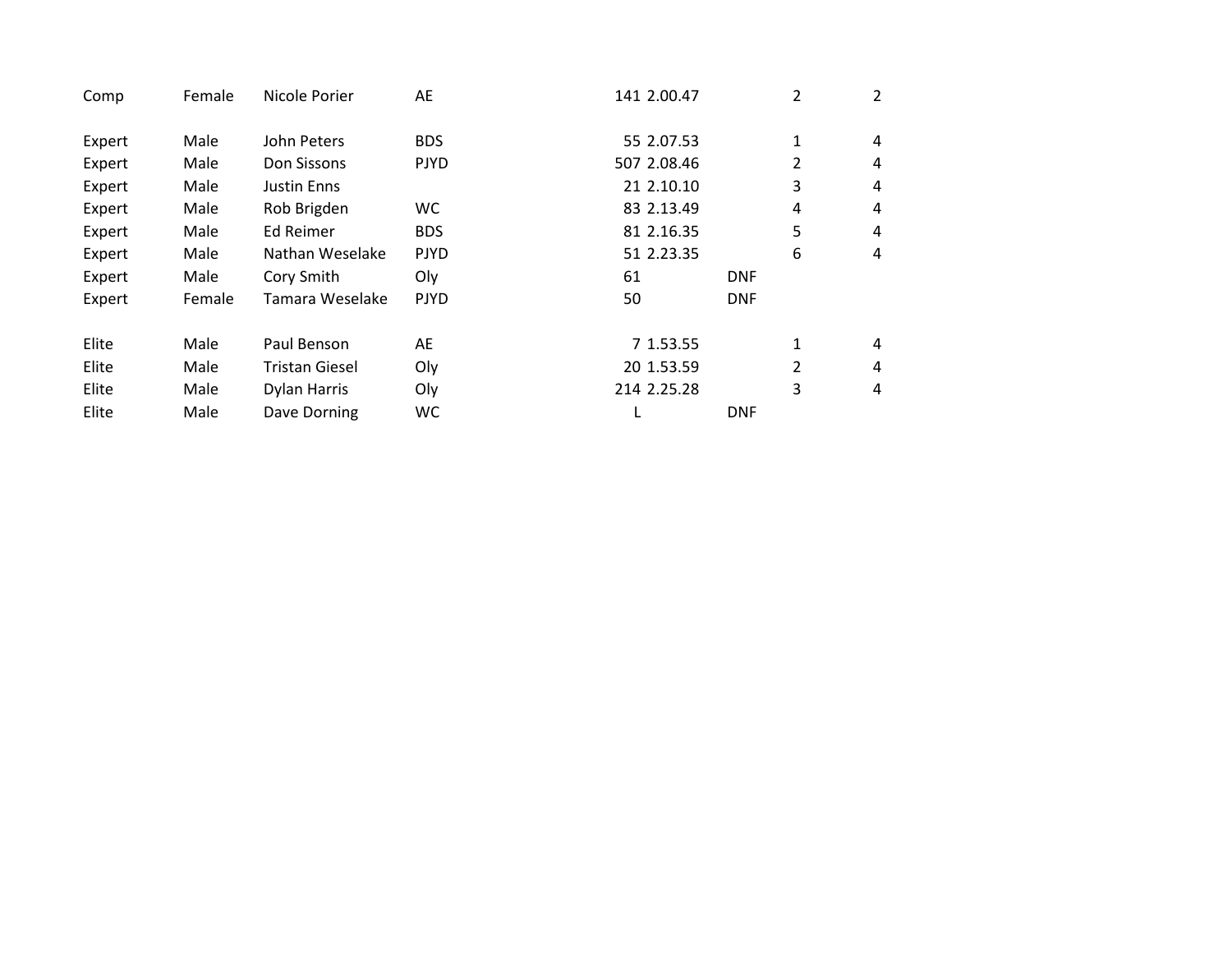| | | | | | | | | |
|---|---|---|---|---|---|---|---|---|
| Comp | Female | Nicole Porier | AE | 141 | 2.00.47 | | 2 | 2 |
| | | | | | | | | |
| Expert | Male | John Peters | BDS | 55 | 2.07.53 | | 1 | 4 |
| Expert | Male | Don Sissons | PJYD | 507 | 2.08.46 | | 2 | 4 |
| Expert | Male | Justin Enns | | 21 | 2.10.10 | | 3 | 4 |
| Expert | Male | Rob Brigden | WC | 83 | 2.13.49 | | 4 | 4 |
| Expert | Male | Ed Reimer | BDS | 81 | 2.16.35 | | 5 | 4 |
| Expert | Male | Nathan Weselake | PJYD | 51 | 2.23.35 | | 6 | 4 |
| Expert | Male | Cory Smith | Oly | 61 | | DNF | | |
| Expert | Female | Tamara Weselake | PJYD | 50 | | DNF | | |
| | | | | | | | | |
| Elite | Male | Paul Benson | AE | 7 | 1.53.55 | | 1 | 4 |
| Elite | Male | Tristan Giesel | Oly | 20 | 1.53.59 | | 2 | 4 |
| Elite | Male | Dylan Harris | Oly | 214 | 2.25.28 | | 3 | 4 |
| Elite | Male | Dave Dorning | WC | L | | DNF | | |